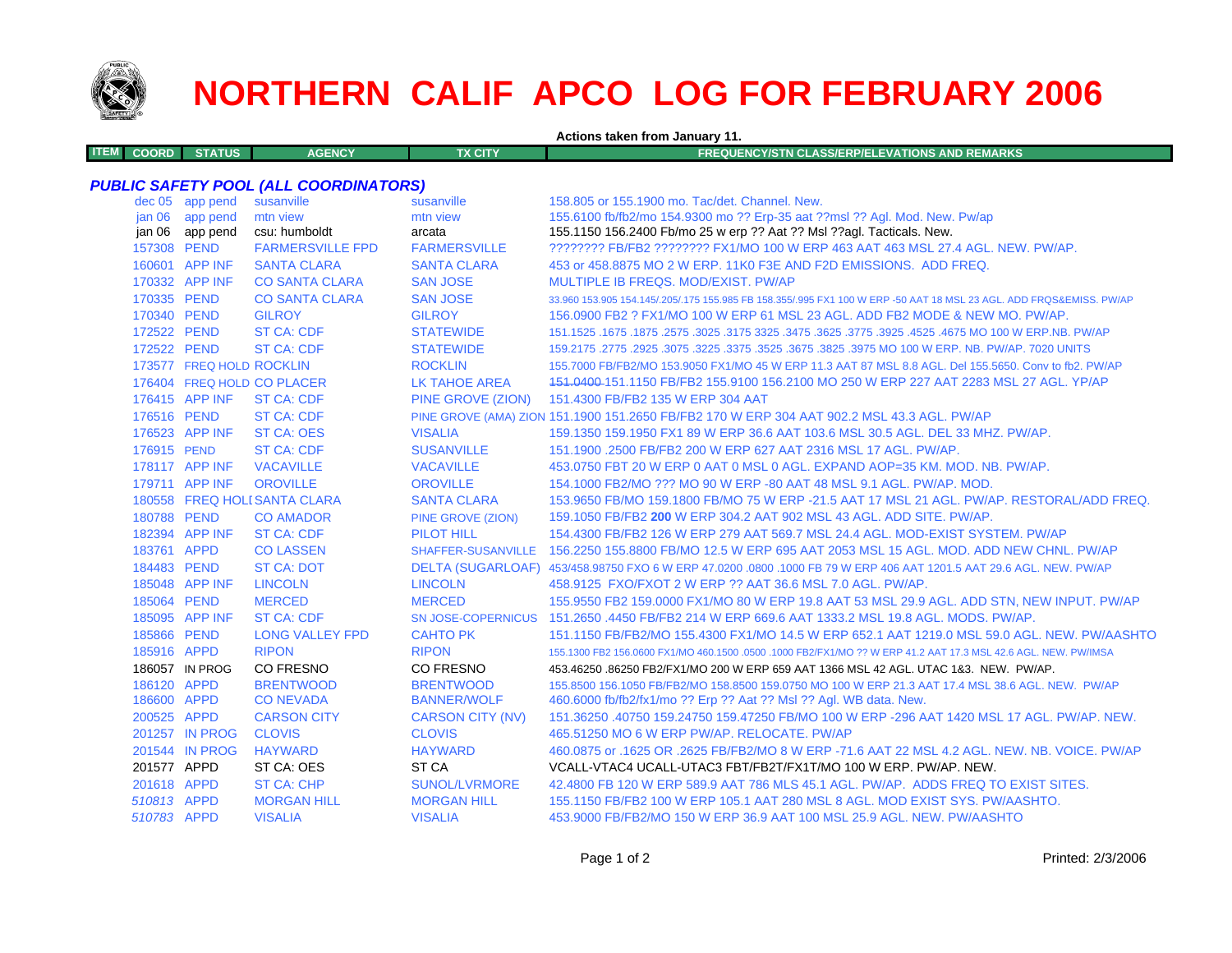# NORTHERN CALIF APCO LOG FOR FEBRUARY 2006

**Actions taken from January 11.**

| ITEM | COORD | STATUS | AGENCY | TX CITY | FREQUENCY/STN CLASS/ERP/ELEVATIONS AND REMARKS |
|---|---|---|---|---|---|
| ***PUBLIC SAFETY POOL (ALL COORDINATORS)*** | | | | | |
| | dec 05 | app pend | susanville | susanville | 158.805 or 155.1900 mo. Tac/det. Channel. New. |
| | jan 06 | app pend | mtn view | mtn view | 155.6100 fb/fb2/mo 154.9300 mo ?? Erp-35 aat ??msl ?? Agl. Mod. New. Pw/ap |
| | jan 06 | app pend | csu: humboldt | arcata | 155.1150 156.2400 Fb/mo 25 w erp ?? Aat ?? Msl ??agl. Tacticals. New. |
| | 157308 | PEND | FARMERSVILLE FPD | FARMERSVILLE | ???????? FB/FB2 ???????? FX1/MO 100 W ERP 463 AAT 463 MSL 27.4 AGL. NEW. PW/AP. |
| | 160601 | APP INF | SANTA CLARA | SANTA CLARA | 453 or 458.8875 MO 2 W ERP. 11K0 F3E AND F2D EMISSIONS. ADD FREQ. |
| | 170332 | APP INF | CO SANTA CLARA | SAN JOSE | MULTIPLE IB FREQS. MOD/EXIST. PW/AP |
| | 170335 | PEND | CO SANTA CLARA | SAN JOSE | 33.960 153.905 154.145/.205/.175 155.985 FB 158.355/.995 FX1 100 W ERP -50 AAT 18 MSL 23 AGL. ADD FRQS&EMISS. PW/AP |
| | 170340 | PEND | GILROY | GILROY | 156.0900 FB2 ? FX1/MO 100 W ERP 61 MSL 23 AGL. ADD FB2 MODE & NEW MO. PW/AP. |
| | 172522 | PEND | ST CA: CDF | STATEWIDE | 151.1525 .1675 .1875 .2575 .3025 .3175 3325 .3475 .3625 .3775 .3925 .4525 .4675 MO 100 W ERP.NB. PW/AP |
| | 172522 | PEND | ST CA: CDF | STATEWIDE | 159.2175 .2775 .2925 .3075 .3225 .3375 .3525 .3675 .3825 .3975 MO 100 W ERP. NB. PW/AP. 7020 UNITS |
| | 173577 | FREQ HOLD | ROCKLIN | ROCKLIN | 155.7000 FB/FB2/MO 153.9050 FX1/MO 45 W ERP 11.3 AAT 87 MSL 8.8 AGL. Del 155.5650. Conv to fb2. PW/AP |
| | 176404 | FREQ HOLD | CO PLACER | LK TAHOE AREA | ~~151.0400~~ 151.1150 FB/FB2 155.9100 156.2100 MO 250 W ERP 227 AAT 2283 MSL 27 AGL. YP/AP |
| | 176415 | APP INF | ST CA: CDF | PINE GROVE (ZION) | 151.4300 FB/FB2 135 W ERP 304 AAT |
| | 176516 | PEND | ST CA: CDF | PINE GROVE (AMA) ZION | 151.1900 151.2650 FB/FB2 170 W ERP 304 AAT 902.2 MSL 43.3 AGL. PW/AP |
| | 176523 | APP INF | ST CA: OES | VISALIA | 159.1350 159.1950 FX1 89 W ERP 36.6 AAT 103.6 MSL 30.5 AGL. DEL 33 MHZ. PW/AP. |
| | 176915 | PEND | ST CA: CDF | SUSANVILLE | 151.1900 .2500 FB/FB2 200 W ERP 627 AAT 2316 MSL 17 AGL. PW/AP. |
| | 178117 | APP INF | VACAVILLE | VACAVILLE | 453.0750 FBT 20 W ERP 0 AAT 0 MSL 0 AGL. EXPAND AOP=35 KM. MOD. NB. PW/AP. |
| | 179711 | APP INF | OROVILLE | OROVILLE | 154.1000 FB2/MO ??? MO 90 W ERP -80 AAT 48 MSL 9.1 AGL. PW/AP. MOD. |
| | 180558 | FREQ HOLD | SANTA CLARA | SANTA CLARA | 153.9650 FB/MO 159.1800 FB/MO 75 W ERP -21.5 AAT 17 MSL 21 AGL. PW/AP. RESTORAL/ADD FREQ. |
| | 180788 | PEND | CO AMADOR | PINE GROVE (ZION) | 159.1050 FB/FB2 **200** W ERP 304.2 AAT 902 MSL 43 AGL. ADD SITE. PW/AP. |
| | 182394 | APP INF | ST CA: CDF | PILOT HILL | 154.4300 FB/FB2 126 W ERP 279 AAT 569.7 MSL 24.4 AGL. MOD-EXIST SYSTEM. PW/AP |
| | 183761 | APPD | CO LASSEN | SHAFFER-SUSANVILLE | 156.2250 155.8800 FB/MO 12.5 W ERP 695 AAT 2053 MSL 15 AGL. MOD. ADD NEW CHNL. PW/AP |
| | 184483 | PEND | ST CA: DOT | DELTA (SUGARLOAF) | 453/458.98750 FXO 6 W ERP 47.0200 .0800 .1000 FB 79 W ERP 406 AAT 1201.5 AAT 29.6 AGL. NEW. PW/AP |
| | 185048 | APP INF | LINCOLN | LINCOLN | 458.9125 FXO/FXOT 2 W ERP ?? AAT 36.6 MSL 7.0 AGL. PW/AP. |
| | 185064 | PEND | MERCED | MERCED | 155.9550 FB2 159.0000 FX1/MO 80 W ERP 19.8 AAT 53 MSL 29.9 AGL. ADD STN, NEW INPUT. PW/AP |
| | 185095 | APP INF | ST CA: CDF | SN JOSE-COPERNICUS | 151.2650 .4450 FB/FB2 214 W ERP 669.6 AAT 1333.2 MSL 19.8 AGL. MODS. PW/AP. |
| | 185866 | PEND | LONG VALLEY FPD | CAHTO PK | 151.1150 FB/FB2/MO 155.4300 FX1/MO 14.5 W ERP 652.1 AAT 1219.0 MSL 59.0 AGL. NEW. PW/AASHTO |
| | 185916 | APPD | RIPON | RIPON | 155.1300 FB2 156.0600 FX1/MO 460.1500 .0500 .1000 FB2/FX1/MO ?? W ERP 41.2 AAT 17.3 MSL 42.6 AGL. NEW. PW/IMSA |
| | 186057 | IN PROG | CO FRESNO | CO FRESNO | 453.46250 .86250 FB2/FX1/MO 200 W ERP 659 AAT 1366 MSL 42 AGL. UTAC 1&3. NEW. PW/AP. |
| | 186120 | APPD | BRENTWOOD | BRENTWOOD | 155.8500 156.1050 FB/FB2/MO 158.8500 159.0750 MO 100 W ERP 21.3 AAT 17.4 MSL 38.6 AGL. NEW. PW/AP |
| | 186600 | APPD | CO NEVADA | BANNER/WOLF | 460.6000 fb/fb2/fx1/mo ?? Erp ?? Aat ?? Msl ?? Agl. WB data. New. |
| | 200525 | APPD | CARSON CITY | CARSON CITY (NV) | 151.36250 .40750 159.24750 159.47250 FB/MO 100 W ERP -296 AAT 1420 MSL 17 AGL. PW/AP. NEW. |
| | 201257 | IN PROG | CLOVIS | CLOVIS | 465.51250 MO 6 W ERP PW/AP. RELOCATE. PW/AP |
| | 201544 | IN PROG | HAYWARD | HAYWARD | 460.0875 or .1625 OR .2625 FB/FB2/MO 8 W ERP -71.6 AAT 22 MSL 4.2 AGL. NEW. NB. VOICE. PW/AP |
| | 201577 | APPD | ST CA: OES | ST CA | VCALL-VTAC4 UCALL-UTAC3 FBT/FB2T/FX1T/MO 100 W ERP. PW/AP. NEW. |
| | 201618 | APPD | ST CA: CHP | SUNOL/LVRMORE | 42.4800 FB 120 W ERP 589.9 AAT 786 MLS 45.1 AGL. PW/AP. ADDS FREQ TO EXIST SITES. |
| | *510813* | APPD | MORGAN HILL | MORGAN HILL | 155.1150 FB/FB2 100 W ERP 105.1 AAT 280 MSL 8 AGL. MOD EXIST SYS. PW/AASHTO. |
| | *510783* | APPD | VISALIA | VISALIA | 453.9000 FB/FB2/MO 150 W ERP 36.9 AAT 100 MSL 25.9 AGL. NEW. PW/AASHTO |

Printed: 2/3/2006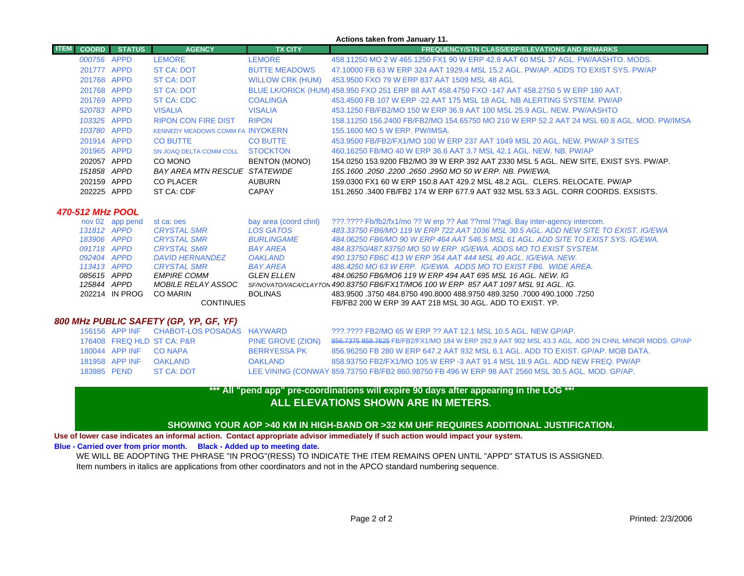**Actions taken from January 11.**

| ITEM | COORD | STATUS | AGENCY | TX CITY | FREQUENCY/STN CLASS/ERP/ELEVATIONS AND REMARKS |
|---|---|---|---|---|---|
| | *000756* | APPD | LEMORE | LEMORE | 458.11250 MO 2 W 465.1250 FX1 90 W ERP 42.8 AAT 60 MSL 37 AGL. PW/AASHTO. MODS. |
| | 201777 | APPD | ST CA: DOT | BUTTE MEADOWS | 47.10000 FB 63 W ERP 324 AAT 1929.4 MSL 15.2 AGL. PW/AP. ADDS TO EXIST SYS. PW/AP |
| | 201768 | APPD | ST CA: DOT | WILLOW CRK (HUM) | 453.9500 FXO 79 W ERP 837 AAT 1509 MSL 48 AGL |
| | 201768 | APPD | ST CA: DOT | BLUE LK/ORICK (HUM) | 458.950 FXO 251 ERP 88 AAT 458.4750 FXO -147 AAT 458.2750 5 W ERP 180 AAT. |
| | 201769 | APPD | ST CA: CDC | COALINGA | 453.4500 FB 107 W ERP -22 AAT 175 MSL 18 AGL. NB ALERTING SYSTEM. PW/AP |
| | *520783* | APPD | VISALIA | VISALIA | 453.1250 FB/FB2/MO 150 W ERP 36.9 AAT 100 MSL 25.9 AGL. NEW. PW/AASHTO |
| | *103325* | APPD | RIPON CON FIRE DIST | RIPON | 158.11250 156.2400 FB/FB2/MO 154.65750 MO 210 W ERP 52.2 AAT 24 MSL 60.8 AGL. MOD. PW/IMSA |
| | *103780* | APPD | KENNEDY MEADOWS COMM FA | INYOKERN | 155.1600 MO 5 W ERP. PW/IMSA. |
| | 201914 | APPD | CO BUTTE | CO BUTTE | 453.9500 FB/FB2/FX1/MO 100 W ERP 237 AAT 1049 MSL 20 AGL. NEW. PW/AP 3 SITES |
| | 201965 | APPD | SN JOAQ DELTA COMM COLL | STOCKTON | 460.16250 FB/MO 40 W ERP 36.6 AAT 3.7 MSL 42.1 AGL. NEW. NB. PW/AP |
| | 202057 | APPD | CO MONO | BENTON (MONO) | 154.0250 153.9200 FB2/MO 39 W ERP 392 AAT 2330 MSL 5 AGL. NEW SITE, EXIST SYS. PW/AP. |
| | *151858* | *APPD* | *BAY AREA MTN RESCUE* | *STATEWIDE* | *155.1600 .2050 .2200 .2650 .2950 MO 50 W ERP. NB. PW/EWA.* |
| | 202159 | APPD | CO PLACER | AUBURN | 159.0300 FX1 60 W ERP 150.8 AAT 429.2 MSL 48.2 AGL. CLERS. RELOCATE. PW/AP |
| | 202225 | APPD | ST CA: CDF | CAPAY | 151.2650 .3400 FB/FB2 174 W ERP 677.9 AAT 932 MSL 53.3 AGL. CORR COORDS. EXSISTS. |

### *470-512 MHz POOL*

| ITEM | COORD | STATUS | AGENCY | TX CITY | FREQUENCY/STN CLASS/ERP/ELEVATIONS AND REMARKS |
|---|---|---|---|---|---|
| | nov 02 | app pend | st ca: oes | bay area (coord chnl) | ???.???? Fb/fb2/fx1/mo ?? W erp ?? Aat ??msl ??agl. Bay inter-agency intercom. |
| | *131812* | *APPD* | *CRYSTAL SMR* | *LOS GATOS* | *483.33750 FB6/MO 119 W ERP 722 AAT 1036 MSL 30.5 AGL. ADD NEW SITE TO EXIST. IG/EWA* |
| | *183906* | *APPD* | *CRYSTAL SMR* | *BURLINGAME* | *484.06250 FB6/MO 90 W ERP 464 AAT 546.5 MSL 61 AGL. ADD SITE TO EXIST SYS. IG/EWA.* |
| | *091718* | *APPD* | *CRYSTAL SMR* | *BAY AREA* | *484.83750/487.83750 MO 50 W ERP. IG/EWA. ADDS MO TO EXIST SYSTEM.* |
| | *092404* | *APPD* | *DAVID HERNANDEZ* | *OAKLAND* | *490.13750 FB6C 413 W ERP 354 AAT 444 MSL 49 AGL. IG/EWA. NEW.* |
| | *113413* | *APPD* | *CRYSTAL SMR* | *BAY AREA* | *486.4250 MO 63 W ERP. IG/EWA. ADDS MO TO EXIST FB6. WIDE AREA.* |
| | *085615* | *APPD* | *EMPIRE COMM* | *GLEN ELLEN* | *484.06250 FB6/MO6 119 W ERP 494 AAT 695 MSL 16 AGL. NEW. IG* |
| | *125844* | *APPD* | *MOBILE RELAY ASSOC* | *SF/NOVATO/VACA/CLAYTON* | *490.83750 FB6/FX1T/MO6 100 W ERP 857 AAT 1097 MSL 91 AGL. IG.* |
| | 202214 | IN PROG | CO MARIN | BOLINAS | 483.9500 .3750 484.8750 490.8000 488.9750 489.3250 .7000 490.1000 .7250 |
| | | | CONTINUES | | FB/FB2 200 W ERP 39 AAT 218 MSL 30 AGL. ADD TO EXIST. YP. |

### *800 MHz PUBLIC SAFETY (GP, YP, GF, YF)*

| ITEM | COORD | STATUS | AGENCY | TX CITY | FREQUENCY/STN CLASS/ERP/ELEVATIONS AND REMARKS |
|---|---|---|---|---|---|
| | 156156 | APP INF | CHABOT-LOS POSADAS | HAYWARD | ???.???? FB2/MO 65 W ERP ?? AAT 12.1 MSL 10.5 AGL. NEW GP/AP. |
| | 176408 | FREQ HLD | ST CA: P&R | PINE GROVE (ZION) | ~~856.7375 858.7625~~ FB/FB2/FX1/MO 184 W ERP 282.9 AAT 902 MSL 43.3 AGL. ADD 2N CHNL MINOR MODS. GP/AP |
| | 180044 | APP INF | CO NAPA | BERRYESSA PK | 856.96250 FB 280 W ERP 647.2 AAT 932 MSL 6.1 AGL. ADD TO EXIST. GP/AP. MOB DATA. |
| | 181958 | APP INF | OAKLAND | OAKLAND | 858.93750 FB2/FX1/MO 105 W ERP -3 AAT 91.4 MSL 18.9 AGL. ADD NEW FREQ. PW/AP |
| | 183985 | PEND | ST CA: DOT | LEE VINING (CONWAY | 859.73750 FB/FB2 860.98750 FB 496 W ERP 98 AAT 2560 MSL 30.5 AGL. MOD. GP/AP. |

**\*\*\* All "pend app" pre-coordinations will expire 90 days after appearing in the LOG \*\*\***

**ALL ELEVATIONS SHOWN ARE IN METERS.**

**SHOWING YOUR AOP >40 KM IN HIGH-BAND OR >32 KM UHF REQUIRES ADDITIONAL JUSTIFICATION.**

**Use of lower case indicates an informal action. Contact appropriate advisor immediately if such action would impact your system.**

**Blue - Carried over from prior month. Black - Added up to meeting date.**

WE WILL BE ADOPTING THE PHRASE "IN PROG"(RESS) TO INDICATE THE ITEM REMAINS OPEN UNTIL "APPD" STATUS IS ASSIGNED.

Item numbers in italics are applications from other coordinators and not in the APCO standard numbering sequence.

Printed: 2/3/2006